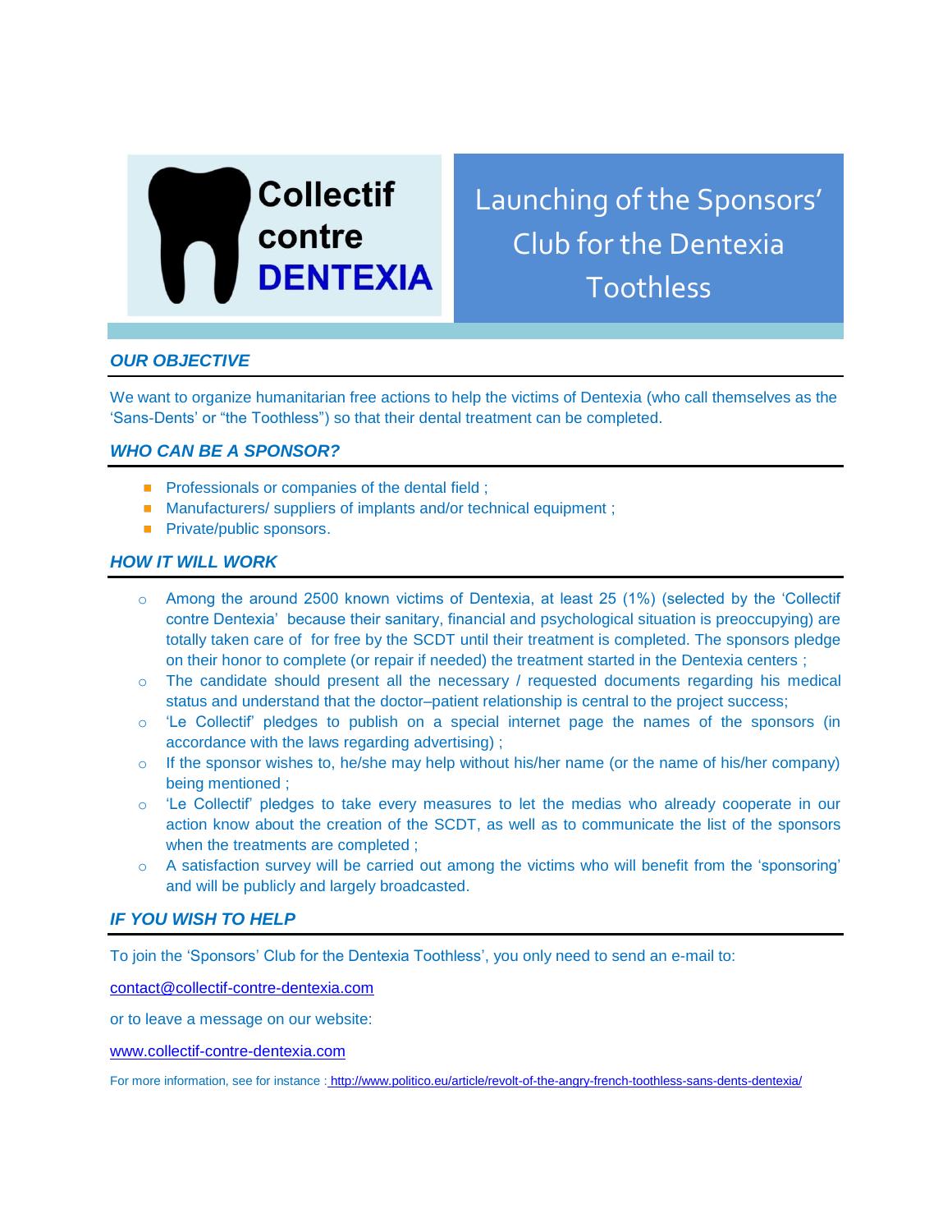Collectif contre DENTEXIA

# Launching of the Sponsors' Club for the Dentexia Toothless

## *OUR OBJECTIVE*

We want to organize humanitarian free actions to help the victims of Dentexia (who call themselves as the 'Sans-Dents' or "the Toothless") so that their dental treatment can be completed.

## *WHO CAN BE A SPONSOR?*

- Professionals or companies of the dental field ;
- Manufacturers/ suppliers of implants and/or technical equipment ;
- Private/public sponsors.

## *HOW IT WILL WORK*

- Among the around 2500 known victims of Dentexia, at least 25 (1%) (selected by the 'Collectif contre Dentexia' because their sanitary, financial and psychological situation is preoccupying) are totally taken care of for free by the SCDT until their treatment is completed. The sponsors pledge on their honor to complete (or repair if needed) the treatment started in the Dentexia centers ;
- The candidate should present all the necessary / requested documents regarding his medical status and understand that the doctor–patient relationship is central to the project success;
- 'Le Collectif' pledges to publish on a special internet page the names of the sponsors (in accordance with the laws regarding advertising) ;
- If the sponsor wishes to, he/she may help without his/her name (or the name of his/her company) being mentioned ;
- 'Le Collectif' pledges to take every measures to let the medias who already cooperate in our action know about the creation of the SCDT, as well as to communicate the list of the sponsors when the treatments are completed ;
- A satisfaction survey will be carried out among the victims who will benefit from the 'sponsoring' and will be publicly and largely broadcasted.

## *IF YOU WISH TO HELP*

To join the 'Sponsors' Club for the Dentexia Toothless', you only need to send an e-mail to:

contact@collectif-contre-dentexia.com

or to leave a message on our website:

www.collectif-contre-dentexia.com

For more information, see for instance : http://www.politico.eu/article/revolt-of-the-angry-french-toothless-sans-dents-dentexia/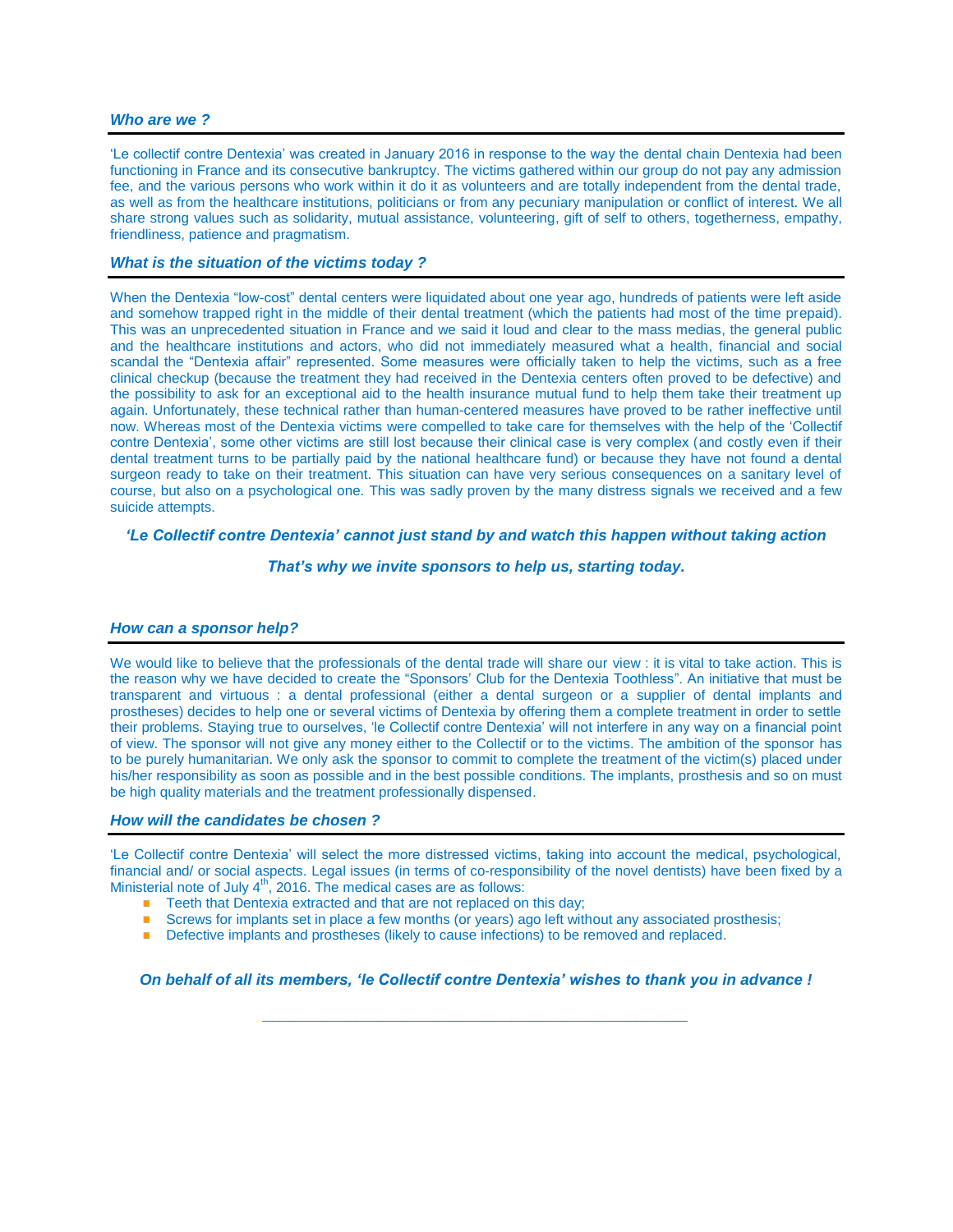### *Who are we ?*

'Le collectif contre Dentexia' was created in January 2016 in response to the way the dental chain Dentexia had been functioning in France and its consecutive bankruptcy. The victims gathered within our group do not pay any admission fee, and the various persons who work within it do it as volunteers and are totally independent from the dental trade, as well as from the healthcare institutions, politicians or from any pecuniary manipulation or conflict of interest. We all share strong values such as solidarity, mutual assistance, volunteering, gift of self to others, togetherness, empathy, friendliness, patience and pragmatism.

### *What is the situation of the victims today ?*

When the Dentexia "low-cost" dental centers were liquidated about one year ago, hundreds of patients were left aside and somehow trapped right in the middle of their dental treatment (which the patients had most of the time prepaid). This was an unprecedented situation in France and we said it loud and clear to the mass medias, the general public and the healthcare institutions and actors, who did not immediately measured what a health, financial and social scandal the "Dentexia affair" represented. Some measures were officially taken to help the victims, such as a free clinical checkup (because the treatment they had received in the Dentexia centers often proved to be defective) and the possibility to ask for an exceptional aid to the health insurance mutual fund to help them take their treatment up again. Unfortunately, these technical rather than human-centered measures have proved to be rather ineffective until now. Whereas most of the Dentexia victims were compelled to take care for themselves with the help of the 'Collectif contre Dentexia', some other victims are still lost because their clinical case is very complex (and costly even if their dental treatment turns to be partially paid by the national healthcare fund) or because they have not found a dental surgeon ready to take on their treatment. This situation can have very serious consequences on a sanitary level of course, but also on a psychological one. This was sadly proven by the many distress signals we received and a few suicide attempts.

***'Le Collectif contre Dentexia' cannot just stand by and watch this happen without taking action***

***That's why we invite sponsors to help us, starting today.***

### *How can a sponsor help?*

We would like to believe that the professionals of the dental trade will share our view : it is vital to take action. This is the reason why we have decided to create the "Sponsors' Club for the Dentexia Toothless". An initiative that must be transparent and virtuous : a dental professional (either a dental surgeon or a supplier of dental implants and prostheses) decides to help one or several victims of Dentexia by offering them a complete treatment in order to settle their problems. Staying true to ourselves, 'le Collectif contre Dentexia' will not interfere in any way on a financial point of view. The sponsor will not give any money either to the Collectif or to the victims. The ambition of the sponsor has to be purely humanitarian. We only ask the sponsor to commit to complete the treatment of the victim(s) placed under his/her responsibility as soon as possible and in the best possible conditions. The implants, prosthesis and so on must be high quality materials and the treatment professionally dispensed.

### *How will the candidates be chosen ?*

'Le Collectif contre Dentexia' will select the more distressed victims, taking into account the medical, psychological, financial and/ or social aspects. Legal issues (in terms of co-responsibility of the novel dentists) have been fixed by a Ministerial note of July 4th, 2016. The medical cases are as follows:

- Teeth that Dentexia extracted and that are not replaced on this day;
- Screws for implants set in place a few months (or years) ago left without any associated prosthesis;
- Defective implants and prostheses (likely to cause infections) to be removed and replaced.

***On behalf of all its members, 'le Collectif contre Dentexia' wishes to thank you in advance !***